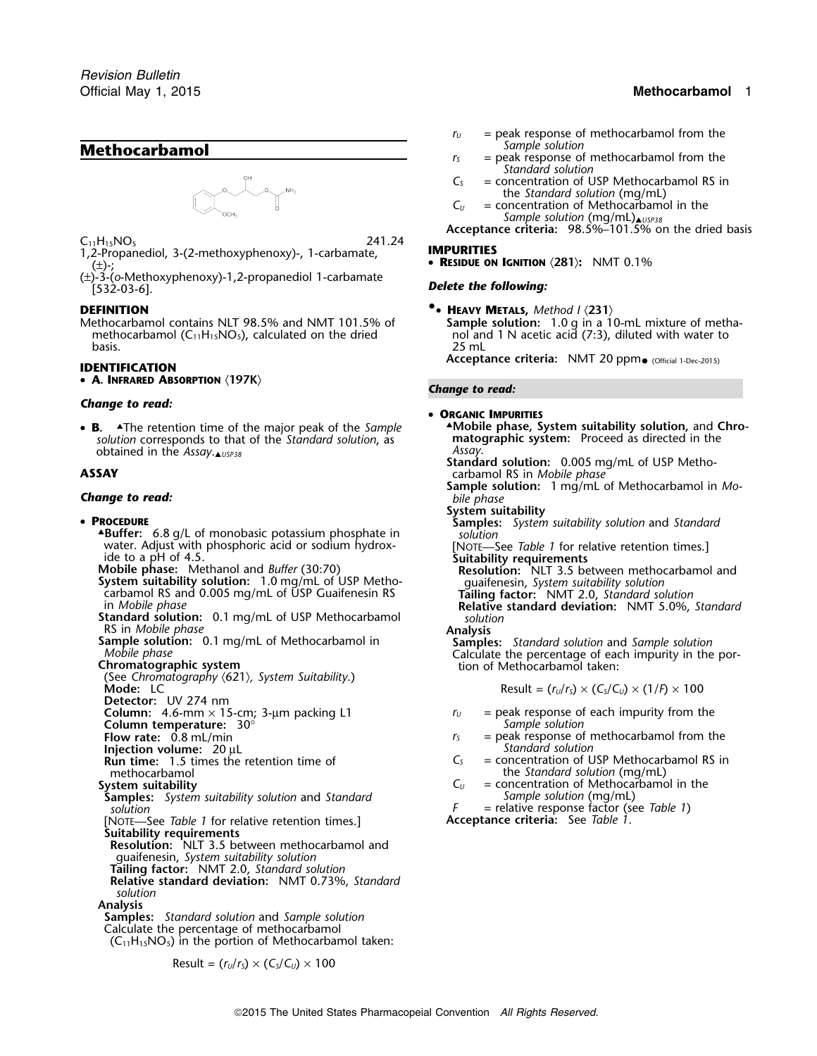# Methocarbamol

$C_{11}H_{15}NO_5$ 241.24

1,2-Propanediol, 3-(2-methoxyphenoxy)-, 1-carbamate, (±)-;

(±)-3-(*o*-Methoxyphenoxy)-1,2-propanediol 1-carbamate [532-03-6].

## DEFINITION

Methocarbamol contains NLT 98.5% and NMT 101.5% of methocarbamol ($C_{11}H_{15}NO_5$), calculated on the dried basis.

## IDENTIFICATION

- **A. Infrared Absorption** ⟨197K⟩

*Change to read:*

- **B.** ▲The retention time of the major peak of the *Sample solution* corresponds to that of the *Standard solution*, as obtained in the *Assay*.▲USP38

## ASSAY

*Change to read:*

- **Procedure**

  ▲**Buffer:** 6.8 g/L of monobasic potassium phosphate in water. Adjust with phosphoric acid or sodium hydroxide to a pH of 4.5.

  **Mobile phase:** Methanol and *Buffer* (30:70)

  **System suitability solution:** 1.0 mg/mL of USP Methocarbamol RS and 0.005 mg/mL of USP Guaifenesin RS in *Mobile phase*

  **Standard solution:** 0.1 mg/mL of USP Methocarbamol RS in *Mobile phase*

  **Sample solution:** 0.1 mg/mL of Methocarbamol in *Mobile phase*

  **Chromatographic system**

  (See *Chromatography* ⟨621⟩, *System Suitability*.)

  **Mode:** LC

  **Detector:** UV 274 nm

  **Column:** 4.6-mm × 15-cm; 3-µm packing L1

  **Column temperature:** 30°

  **Flow rate:** 0.8 mL/min

  **Injection volume:** 20 µL

  **Run time:** 1.5 times the retention time of methocarbamol

  **System suitability**

  **Samples:** *System suitability solution* and *Standard solution*

  [Note—See *Table 1* for relative retention times.]

  **Suitability requirements**

  **Resolution:** NLT 3.5 between methocarbamol and guaifenesin, *System suitability solution*

  **Tailing factor:** NMT 2.0, *Standard solution*

  **Relative standard deviation:** NMT 0.73%, *Standard solution*

  **Analysis**

  **Samples:** *Standard solution* and *Sample solution*

  Calculate the percentage of methocarbamol ($C_{11}H_{15}NO_5$) in the portion of Methocarbamol taken:

  $$\text{Result} = (r_U/r_S) \times (C_S/C_U) \times 100$$

  $r_U$ = peak response of methocarbamol from the *Sample solution*

  $r_S$ = peak response of methocarbamol from the *Standard solution*

  $C_S$ = concentration of USP Methocarbamol RS in the *Standard solution* (mg/mL)

  $C_U$ = concentration of Methocarbamol in the *Sample solution* (mg/mL)▲USP38

  **Acceptance criteria:** 98.5%–101.5% on the dried basis

## IMPURITIES

- **Residue on Ignition** ⟨281⟩: NMT 0.1%

*Delete the following:*

- •**Heavy Metals,** *Method I* ⟨231⟩

  **Sample solution:** 1.0 g in a 10-mL mixture of methanol and 1 N acetic acid (7:3), diluted with water to 25 mL

  **Acceptance criteria:** NMT 20 ppm• (Official 1-Dec-2015)

*Change to read:*

- **Organic Impurities**

  ▲**Mobile phase, System suitability solution,** and **Chromatographic system:** Proceed as directed in the *Assay*.

  **Standard solution:** 0.005 mg/mL of USP Methocarbamol RS in *Mobile phase*

  **Sample solution:** 1 mg/mL of Methocarbamol in *Mobile phase*

  **System suitability**

  **Samples:** *System suitability solution* and *Standard solution*

  [Note—See *Table 1* for relative retention times.]

  **Suitability requirements**

  **Resolution:** NLT 3.5 between methocarbamol and guaifenesin, *System suitability solution*

  **Tailing factor:** NMT 2.0, *Standard solution*

  **Relative standard deviation:** NMT 5.0%, *Standard solution*

  **Analysis**

  **Samples:** *Standard solution* and *Sample solution*

  Calculate the percentage of each impurity in the portion of Methocarbamol taken:

  $$\text{Result} = (r_U/r_S) \times (C_S/C_U) \times (1/F) \times 100$$

  $r_U$ = peak response of each impurity from the *Sample solution*

  $r_S$ = peak response of methocarbamol from the *Standard solution*

  $C_S$ = concentration of USP Methocarbamol RS in the *Standard solution* (mg/mL)

  $C_U$ = concentration of Methocarbamol in the *Sample solution* (mg/mL)

  $F$ = relative response factor (see *Table 1*)

  **Acceptance criteria:** See *Table 1*.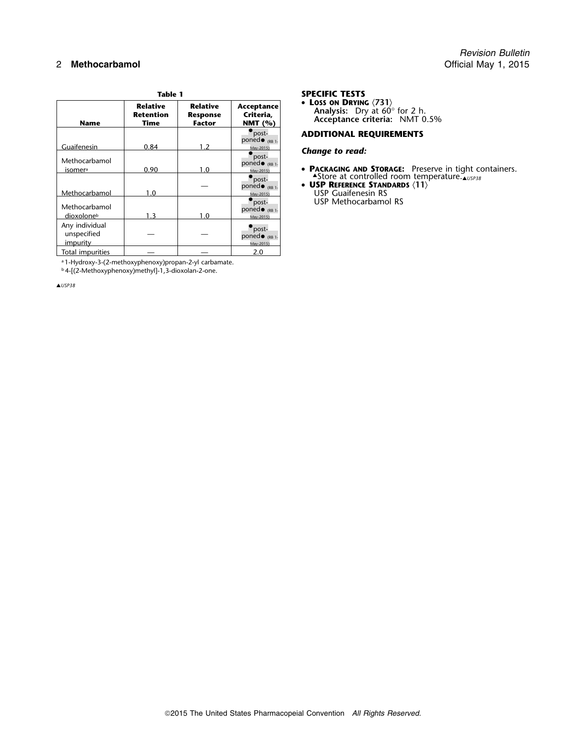**Table 1**

| Name | Relative Retention Time | Relative Response Factor | Acceptance Criteria, NMT (%) |
|---|---|---|---|
| Guaifenesin | 0.84 | 1.2 | ●post-poned● (RB 1-May-2015) |
| Methocarbamol isomer[a] | 0.90 | 1.0 | ●post-poned● (RB 1-May-2015) |
| Methocarbamol | 1.0 | — | ●post-poned● (RB 1-May-2015) |
| Methocarbamol dioxolone[b] | 1.3 | 1.0 | ●post-poned● (RB 1-May-2015) |
| Any individual unspecified impurity | — | — | ●post-poned● (RB 1-May-2015) |
| Total impurities | — | — | 2.0 |

[a] 1-Hydroxy-3-(2-methoxyphenoxy)propan-2-yl carbamate.

[b] 4-[(2-Methoxyphenoxy)methyl]-1,3-dioxolan-2-one.

▲USP38

## SPECIFIC TESTS

- **Loss on Drying ⟨731⟩**
  **Analysis:** Dry at 60° for 2 h.
  **Acceptance criteria:** NMT 0.5%

## ADDITIONAL REQUIREMENTS

***Change to read:***

- **Packaging and Storage:** Preserve in tight containers. ▲Store at controlled room temperature.▲USP38
- **USP Reference Standards ⟨11⟩**
  USP Guaifenesin RS
  USP Methocarbamol RS